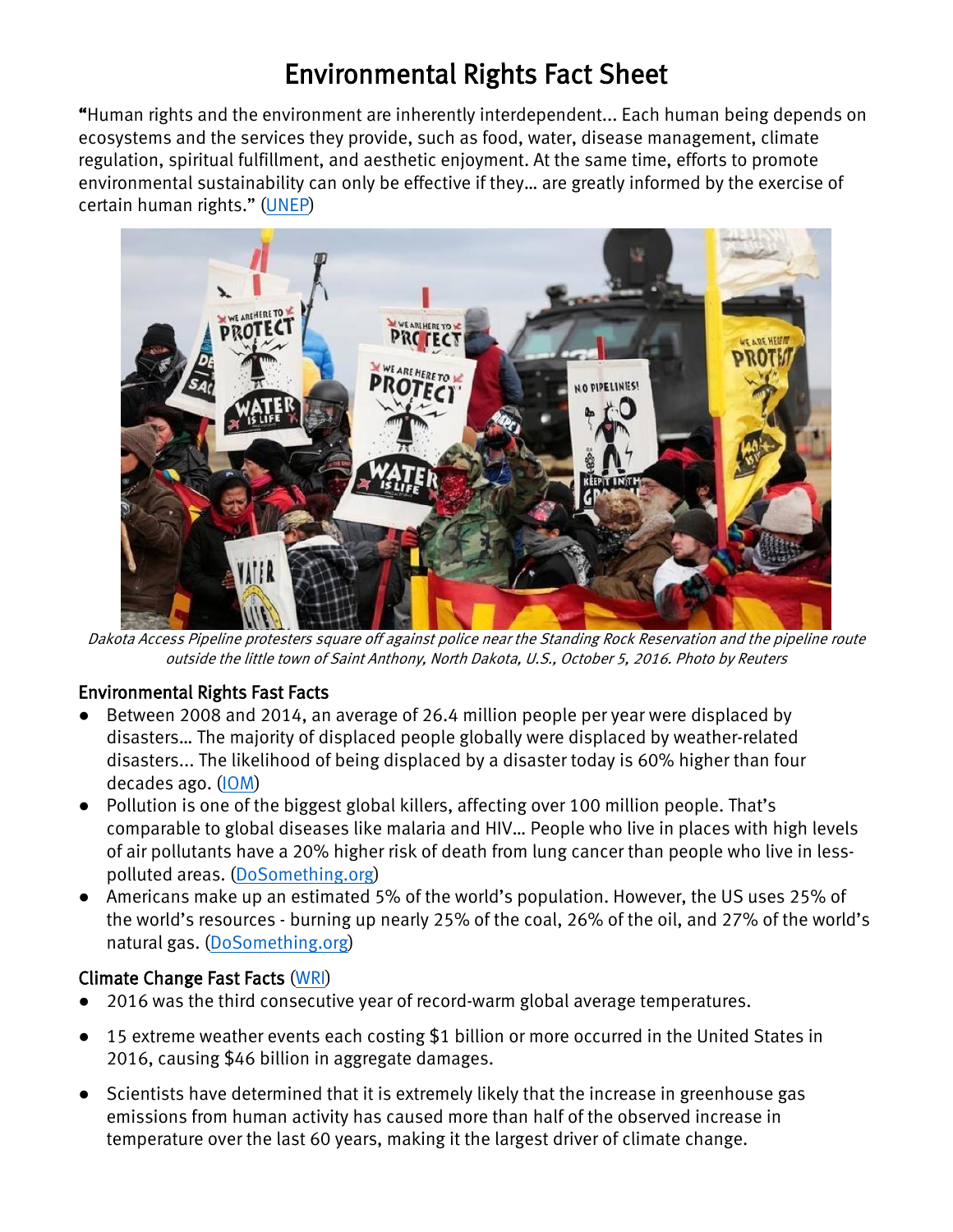# Environmental Rights Fact Sheet

"Human rights and the environment are inherently interdependent... Each human being depends on ecosystems and the services they provide, such as food, water, disease management, climate regulation, spiritual fulfillment, and aesthetic enjoyment. At the same time, efforts to promote environmental sustainability can only be effective if they… are greatly informed by the exercise of certain human rights." (UNEP)

*Dakota Access Pipeline protesters square off against police near the Standing Rock Reservation and the pipeline route outside the little town of Saint Anthony, North Dakota, U.S., October 5, 2016. Photo by Reuters*

## Environmental Rights Fast Facts

- Between 2008 and 2014, an average of 26.4 million people per year were displaced by disasters… The majority of displaced people globally were displaced by weather-related disasters... The likelihood of being displaced by a disaster today is 60% higher than four decades ago. (IOM)
- Pollution is one of the biggest global killers, affecting over 100 million people. That's comparable to global diseases like malaria and HIV… People who live in places with high levels of air pollutants have a 20% higher risk of death from lung cancer than people who live in less-polluted areas. (DoSomething.org)
- Americans make up an estimated 5% of the world's population. However, the US uses 25% of the world's resources - burning up nearly 25% of the coal, 26% of the oil, and 27% of the world's natural gas. (DoSomething.org)

## Climate Change Fast Facts (WRI)

- 2016 was the third consecutive year of record-warm global average temperatures.
- 15 extreme weather events each costing $1 billion or more occurred in the United States in 2016, causing $46 billion in aggregate damages.
- Scientists have determined that it is extremely likely that the increase in greenhouse gas emissions from human activity has caused more than half of the observed increase in temperature over the last 60 years, making it the largest driver of climate change.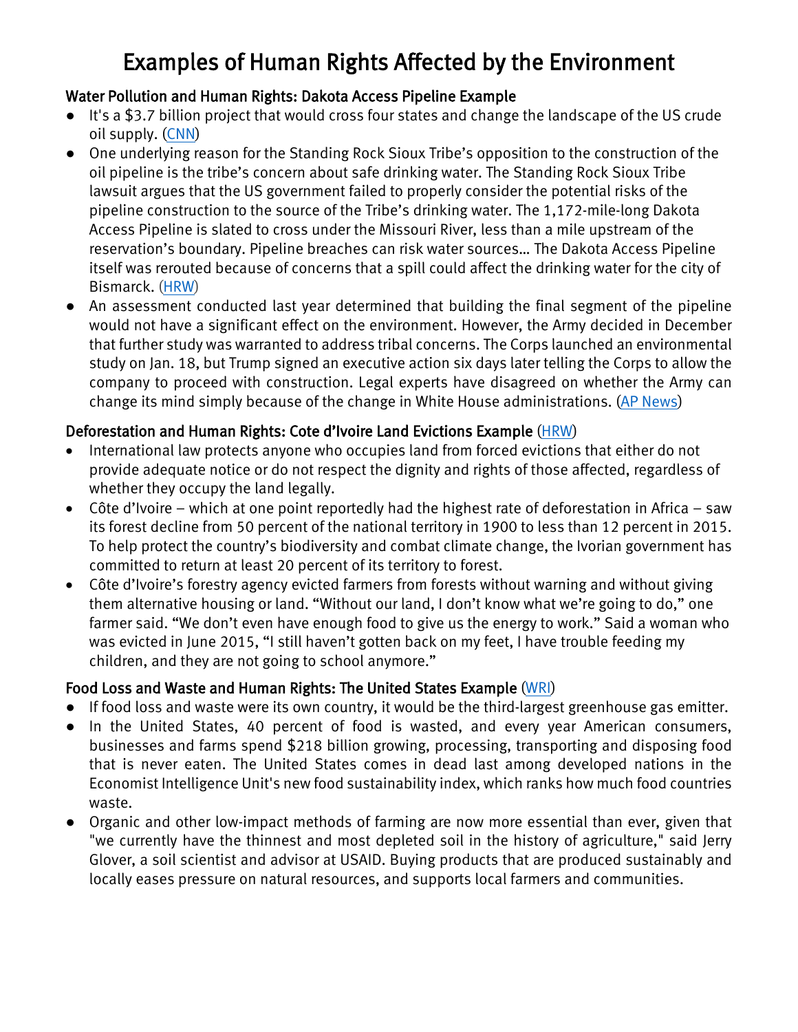# Examples of Human Rights Affected by the Environment

## Water Pollution and Human Rights: Dakota Access Pipeline Example

- It's a $3.7 billion project that would cross four states and change the landscape of the US crude oil supply. (CNN)
- One underlying reason for the Standing Rock Sioux Tribe's opposition to the construction of the oil pipeline is the tribe's concern about safe drinking water. The Standing Rock Sioux Tribe lawsuit argues that the US government failed to properly consider the potential risks of the pipeline construction to the source of the Tribe's drinking water. The 1,172-mile-long Dakota Access Pipeline is slated to cross under the Missouri River, less than a mile upstream of the reservation's boundary. Pipeline breaches can risk water sources… The Dakota Access Pipeline itself was rerouted because of concerns that a spill could affect the drinking water for the city of Bismarck. (HRW)
- An assessment conducted last year determined that building the final segment of the pipeline would not have a significant effect on the environment. However, the Army decided in December that further study was warranted to address tribal concerns. The Corps launched an environmental study on Jan. 18, but Trump signed an executive action six days later telling the Corps to allow the company to proceed with construction. Legal experts have disagreed on whether the Army can change its mind simply because of the change in White House administrations. (AP News)

## Deforestation and Human Rights: Cote d'Ivoire Land Evictions Example (HRW)

- International law protects anyone who occupies land from forced evictions that either do not provide adequate notice or do not respect the dignity and rights of those affected, regardless of whether they occupy the land legally.
- Côte d'Ivoire – which at one point reportedly had the highest rate of deforestation in Africa – saw its forest decline from 50 percent of the national territory in 1900 to less than 12 percent in 2015. To help protect the country's biodiversity and combat climate change, the Ivorian government has committed to return at least 20 percent of its territory to forest.
- Côte d'Ivoire's forestry agency evicted farmers from forests without warning and without giving them alternative housing or land. "Without our land, I don't know what we're going to do," one farmer said. "We don't even have enough food to give us the energy to work." Said a woman who was evicted in June 2015, "I still haven't gotten back on my feet, I have trouble feeding my children, and they are not going to school anymore."

## Food Loss and Waste and Human Rights: The United States Example (WRI)

- If food loss and waste were its own country, it would be the third-largest greenhouse gas emitter.
- In the United States, 40 percent of food is wasted, and every year American consumers, businesses and farms spend $218 billion growing, processing, transporting and disposing food that is never eaten. The United States comes in dead last among developed nations in the Economist Intelligence Unit's new food sustainability index, which ranks how much food countries waste.
- Organic and other low-impact methods of farming are now more essential than ever, given that "we currently have the thinnest and most depleted soil in the history of agriculture," said Jerry Glover, a soil scientist and advisor at USAID. Buying products that are produced sustainably and locally eases pressure on natural resources, and supports local farmers and communities.